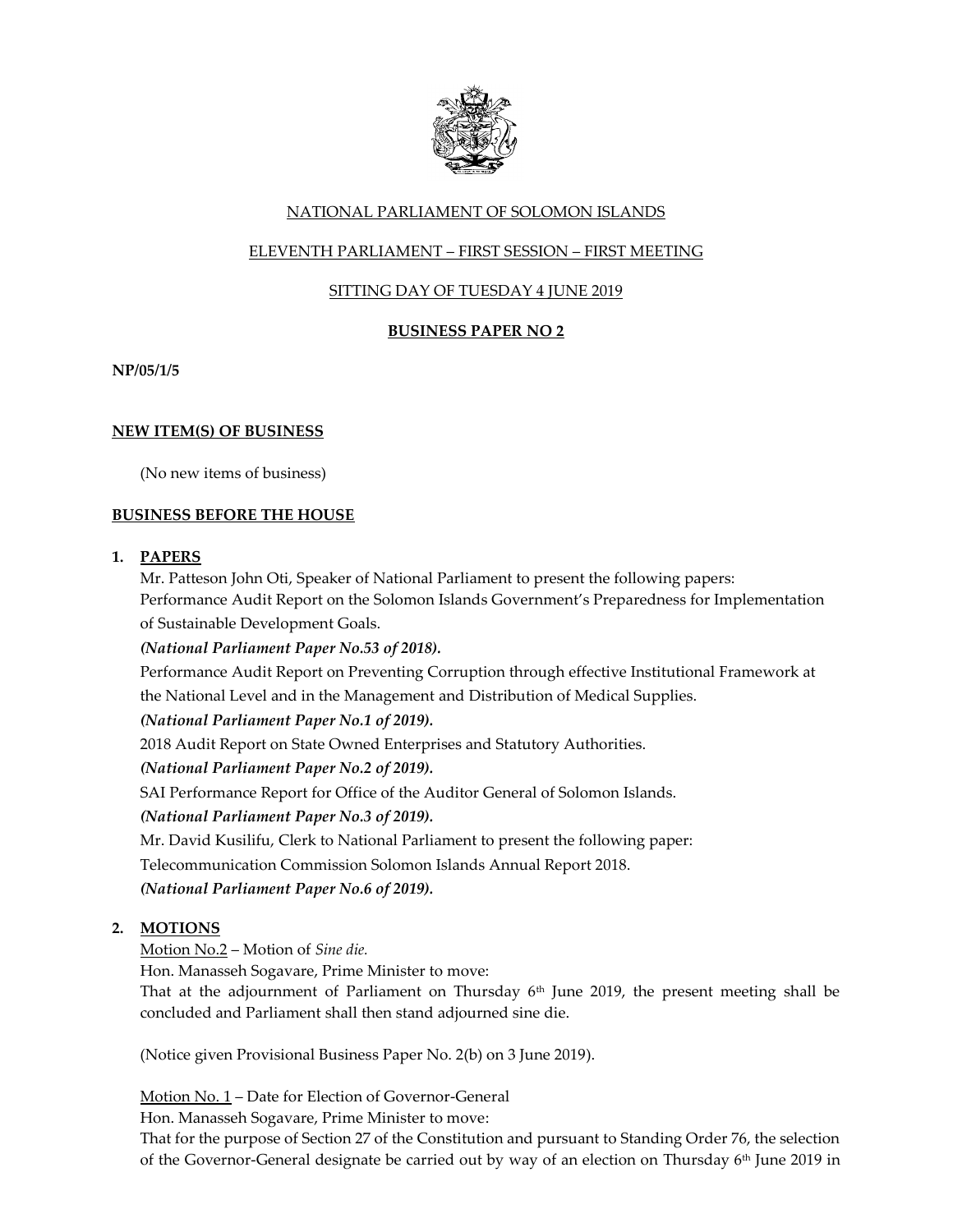NATIONAL PARLIAMENT OF SOLOMON ISLANDS

ELEVENTH PARLIAMENT – FIRST SESSION – FIRST MEETING

SITTING DAY OF TUESDAY 4 JUNE 2019

**BUSINESS PAPER NO 2**

**NP/05/1/5**

**NEW ITEM(S) OF BUSINESS**

(No new items of business)

**BUSINESS BEFORE THE HOUSE**

1. **PAPERS**

   Mr. Patteson John Oti, Speaker of National Parliament to present the following papers:

   Performance Audit Report on the Solomon Islands Government's Preparedness for Implementation of Sustainable Development Goals.

   ***(National Parliament Paper No.53 of 2018).***

   Performance Audit Report on Preventing Corruption through effective Institutional Framework at the National Level and in the Management and Distribution of Medical Supplies.

   ***(National Parliament Paper No.1 of 2019).***

   2018 Audit Report on State Owned Enterprises and Statutory Authorities.

   ***(National Parliament Paper No.2 of 2019).***

   SAI Performance Report for Office of the Auditor General of Solomon Islands.

   ***(National Parliament Paper No.3 of 2019).***

   Mr. David Kusilifu, Clerk to National Parliament to present the following paper:

   Telecommunication Commission Solomon Islands Annual Report 2018.

   ***(National Parliament Paper No.6 of 2019).***

2. **MOTIONS**

   Motion No.2 – Motion of *Sine die.*

   Hon. Manasseh Sogavare, Prime Minister to move:

   That at the adjournment of Parliament on Thursday 6th June 2019, the present meeting shall be concluded and Parliament shall then stand adjourned sine die.

   (Notice given Provisional Business Paper No. 2(b) on 3 June 2019).

   Motion No. 1 – Date for Election of Governor-General

   Hon. Manasseh Sogavare, Prime Minister to move:

   That for the purpose of Section 27 of the Constitution and pursuant to Standing Order 76, the selection of the Governor-General designate be carried out by way of an election on Thursday 6th June 2019 in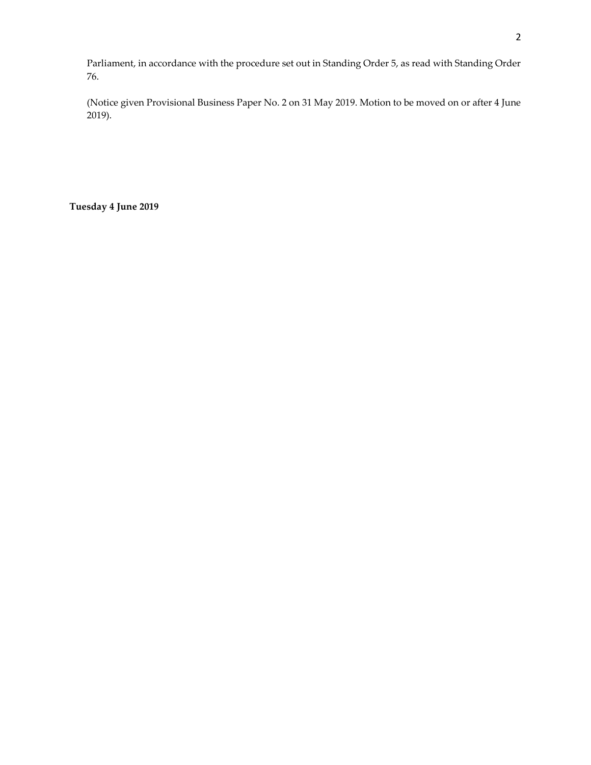Parliament, in accordance with the procedure set out in Standing Order 5, as read with Standing Order 76.

(Notice given Provisional Business Paper No. 2 on 31 May 2019. Motion to be moved on or after 4 June 2019).

**Tuesday 4 June 2019**